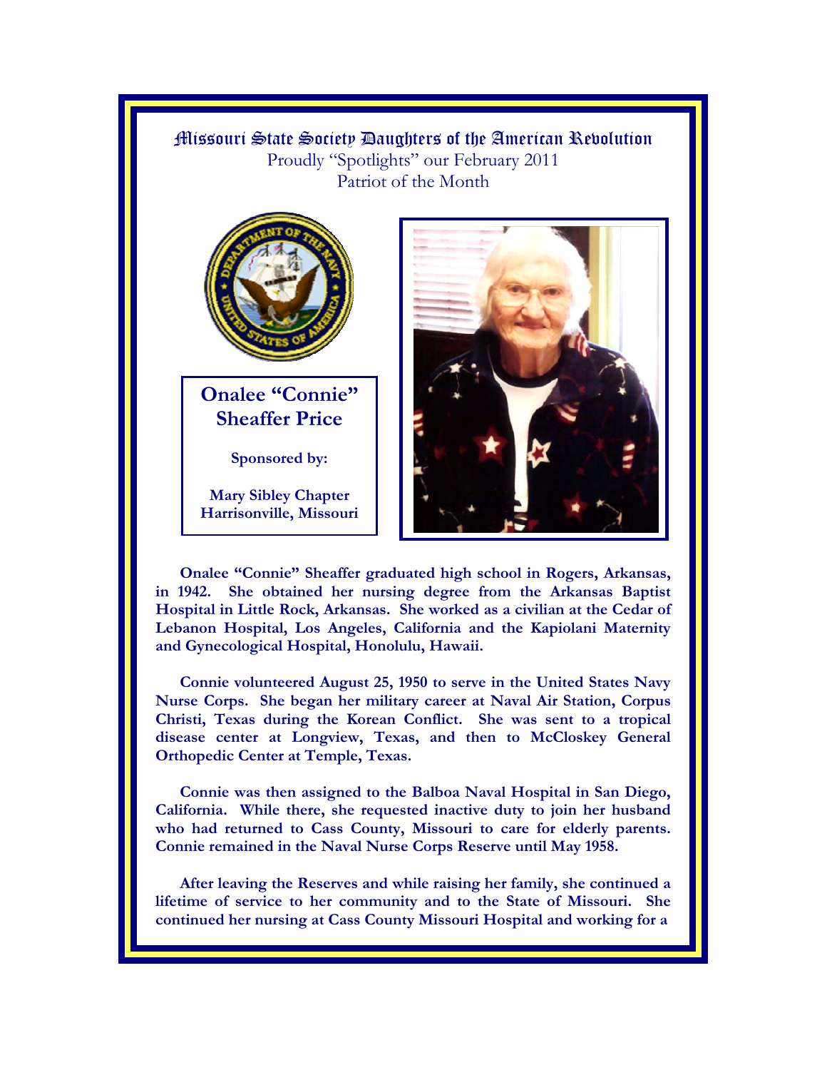# Missouri State Society Daughters of the American Revolution

Proudly "Spotlights" our February 2011
Patriot of the Month

## Onalee "Connie" Sheaffer Price

**Sponsored by:**

**Mary Sibley Chapter**
**Harrisonville, Missouri**

**Onalee "Connie" Sheaffer graduated high school in Rogers, Arkansas, in 1942. She obtained her nursing degree from the Arkansas Baptist Hospital in Little Rock, Arkansas. She worked as a civilian at the Cedar of Lebanon Hospital, Los Angeles, California and the Kapiolani Maternity and Gynecological Hospital, Honolulu, Hawaii.**

**Connie volunteered August 25, 1950 to serve in the United States Navy Nurse Corps. She began her military career at Naval Air Station, Corpus Christi, Texas during the Korean Conflict. She was sent to a tropical disease center at Longview, Texas, and then to McCloskey General Orthopedic Center at Temple, Texas.**

**Connie was then assigned to the Balboa Naval Hospital in San Diego, California. While there, she requested inactive duty to join her husband who had returned to Cass County, Missouri to care for elderly parents. Connie remained in the Naval Nurse Corps Reserve until May 1958.**

**After leaving the Reserves and while raising her family, she continued a lifetime of service to her community and to the State of Missouri. She continued her nursing at Cass County Missouri Hospital and working for a**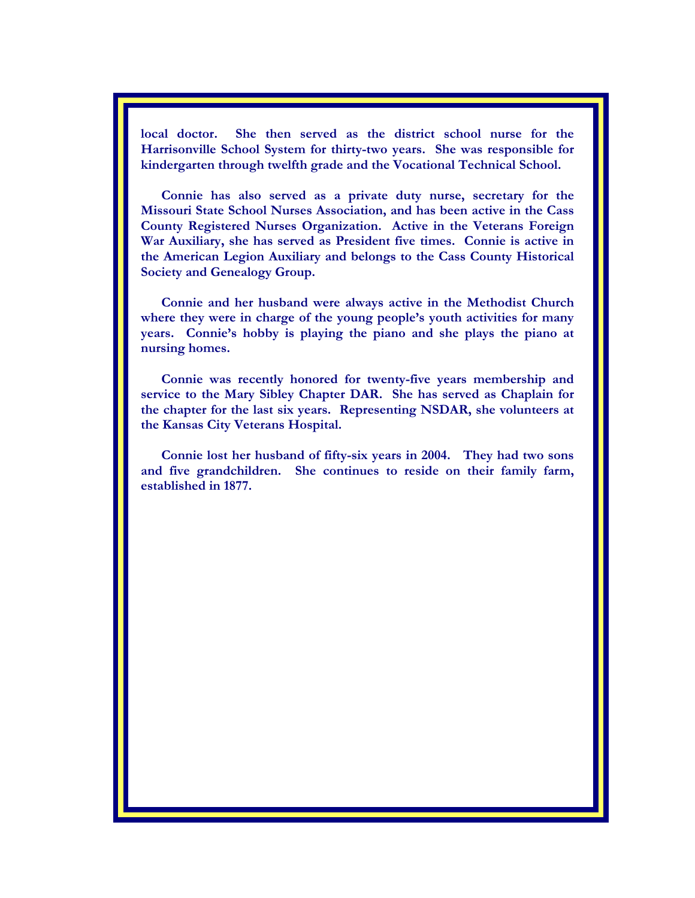**local doctor. She then served as the district school nurse for the Harrisonville School System for thirty-two years. She was responsible for kindergarten through twelfth grade and the Vocational Technical School.**

**Connie has also served as a private duty nurse, secretary for the Missouri State School Nurses Association, and has been active in the Cass County Registered Nurses Organization. Active in the Veterans Foreign War Auxiliary, she has served as President five times. Connie is active in the American Legion Auxiliary and belongs to the Cass County Historical Society and Genealogy Group.**

**Connie and her husband were always active in the Methodist Church where they were in charge of the young people's youth activities for many years. Connie's hobby is playing the piano and she plays the piano at nursing homes.**

**Connie was recently honored for twenty-five years membership and service to the Mary Sibley Chapter DAR. She has served as Chaplain for the chapter for the last six years. Representing NSDAR, she volunteers at the Kansas City Veterans Hospital.**

**Connie lost her husband of fifty-six years in 2004. They had two sons and five grandchildren. She continues to reside on their family farm, established in 1877.**